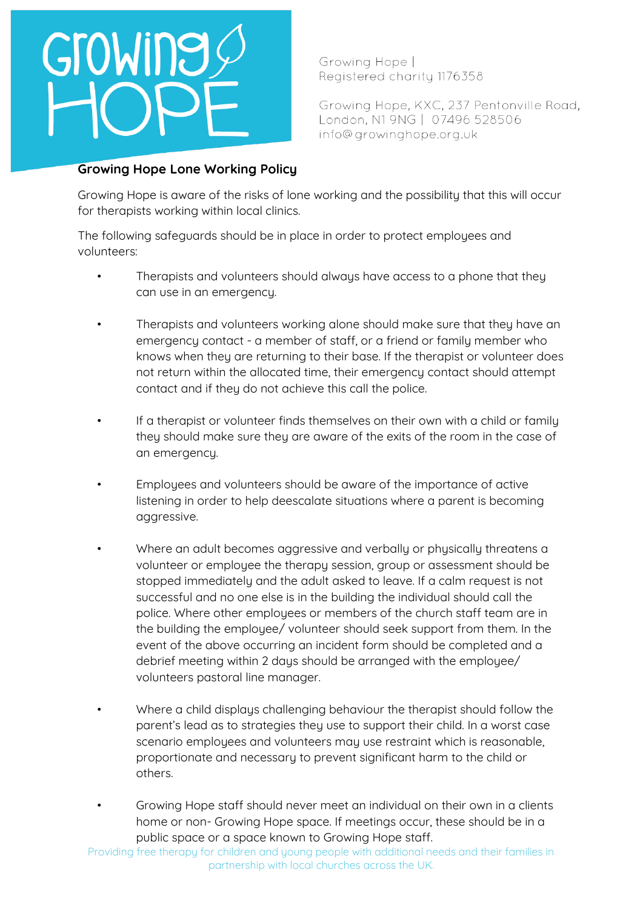Growing Hope
HOPE

Growing Hope |
Registered charity 1176358

Growing Hope, KXC, 237 Pentonville Road,
London, N1 9NG | 07496 528506
info@growinghope.org.uk

## Growing Hope Lone Working Policy

Growing Hope is aware of the risks of lone working and the possibility that this will occur for therapists working within local clinics.

The following safeguards should be in place in order to protect employees and volunteers:

- Therapists and volunteers should always have access to a phone that they can use in an emergency.

- Therapists and volunteers working alone should make sure that they have an emergency contact - a member of staff, or a friend or family member who knows when they are returning to their base. If the therapist or volunteer does not return within the allocated time, their emergency contact should attempt contact and if they do not achieve this call the police.

- If a therapist or volunteer finds themselves on their own with a child or family they should make sure they are aware of the exits of the room in the case of an emergency.

- Employees and volunteers should be aware of the importance of active listening in order to help deescalate situations where a parent is becoming aggressive.

- Where an adult becomes aggressive and verbally or physically threatens a volunteer or employee the therapy session, group or assessment should be stopped immediately and the adult asked to leave. If a calm request is not successful and no one else is in the building the individual should call the police. Where other employees or members of the church staff team are in the building the employee/ volunteer should seek support from them. In the event of the above occurring an incident form should be completed and a debrief meeting within 2 days should be arranged with the employee/ volunteers pastoral line manager.

- Where a child displays challenging behaviour the therapist should follow the parent's lead as to strategies they use to support their child. In a worst case scenario employees and volunteers may use restraint which is reasonable, proportionate and necessary to prevent significant harm to the child or others.

- Growing Hope staff should never meet an individual on their own in a clients home or non- Growing Hope space. If meetings occur, these should be in a public space or a space known to Growing Hope staff.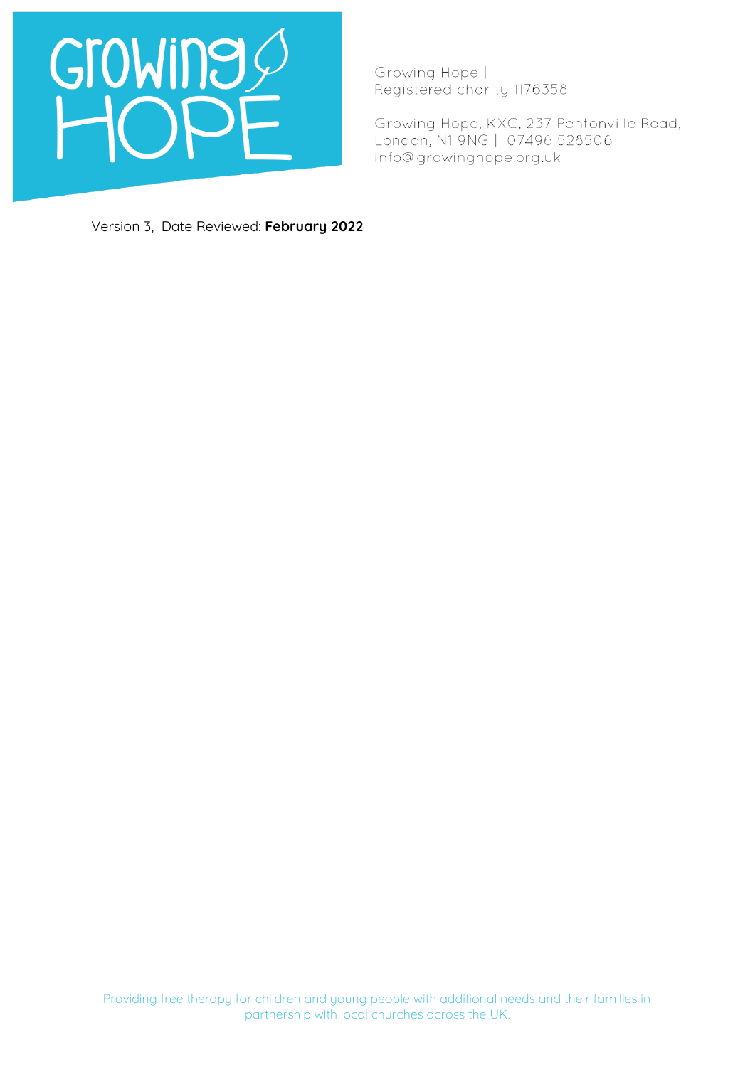Growing Hope |
Registered charity 1176358

Growing Hope, KXC, 237 Pentonville Road, London, N1 9NG | 07496 528506
info@growinghope.org.uk

Version 3, Date Reviewed: **February 2022**

Providing free therapy for children and young people with additional needs and their families in partnership with local churches across the UK.